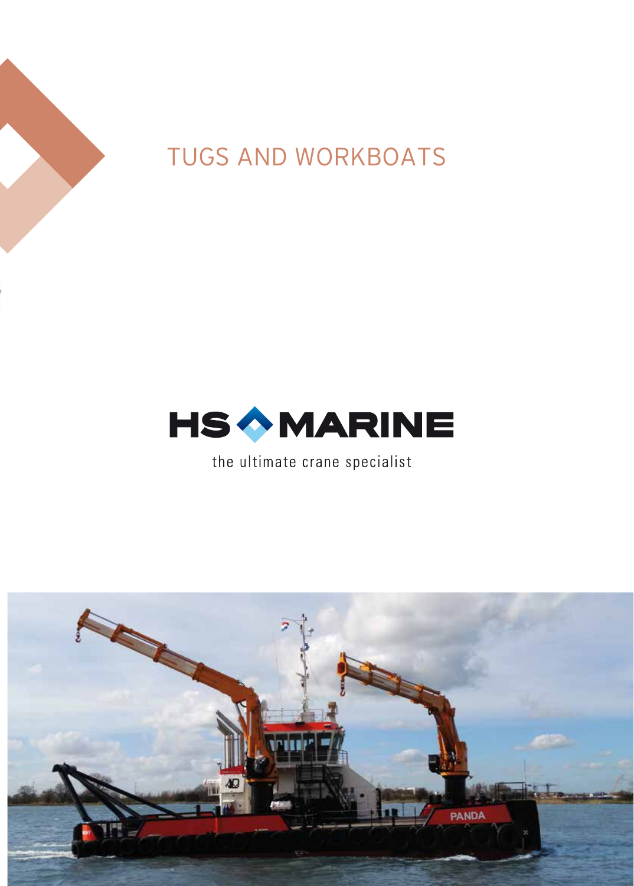# TUGS AND WORKBOATS

HS MARINE

the ultimate crane specialist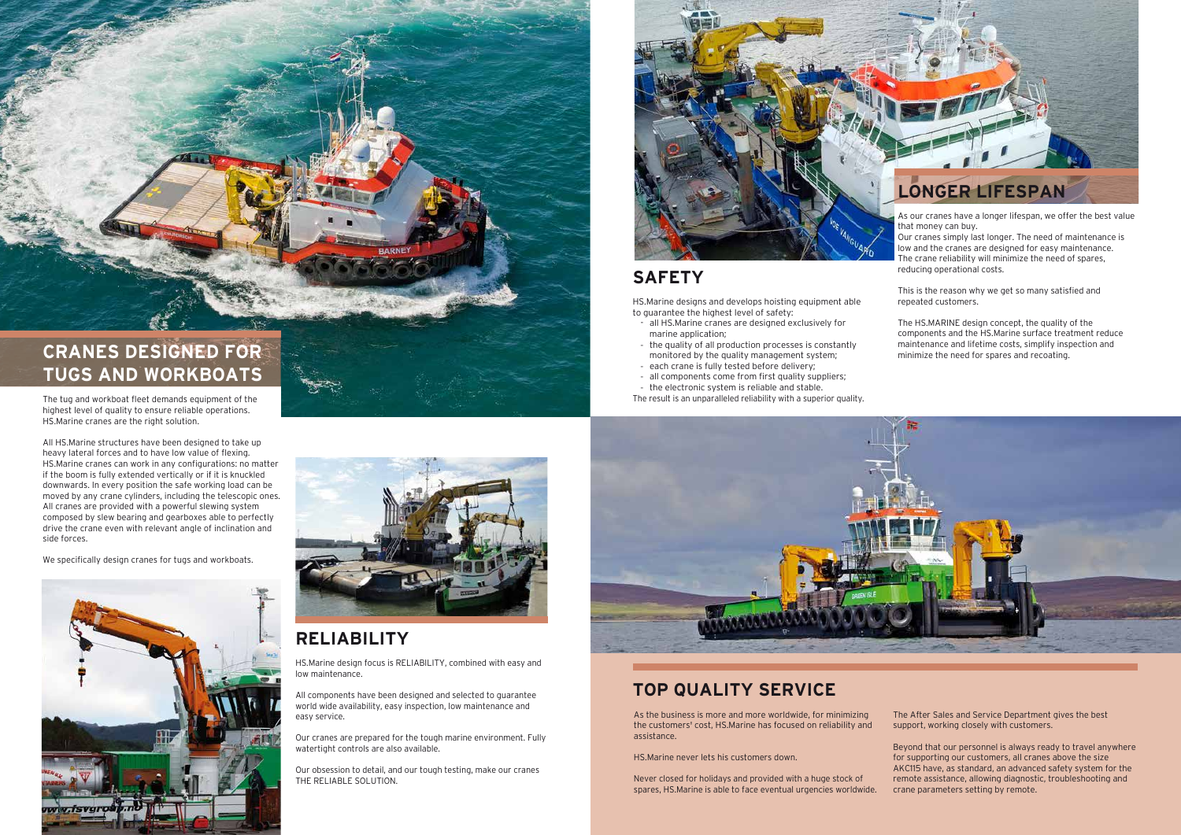## CRANES DESIGNED FOR TUGS AND WORKBOATS

The tug and workboat fleet demands equipment of the highest level of quality to ensure reliable operations. HS.Marine cranes are the right solution.

All HS.Marine structures have been designed to take up heavy lateral forces and to have low value of flexing. HS.Marine cranes can work in any configurations: no matter if the boom is fully extended vertically or if it is knuckled downwards. In every position the safe working load can be moved by any crane cylinders, including the telescopic ones. All cranes are provided with a powerful slewing system composed by slew bearing and gearboxes able to perfectly drive the crane even with relevant angle of inclination and side forces.

We specifically design cranes for tugs and workboats.

## RELIABILITY

HS.Marine design focus is RELIABILITY, combined with easy and low maintenance.

All components have been designed and selected to guarantee world wide availability, easy inspection, low maintenance and easy service.

Our cranes are prepared for the tough marine environment. Fully watertight controls are also available.

Our obsession to detail, and our tough testing, make our cranes THE RELIABLE SOLUTION.

## SAFETY

HS.Marine designs and develops hoisting equipment able to guarantee the highest level of safety:

- all HS.Marine cranes are designed exclusively for marine application;
- the quality of all production processes is constantly monitored by the quality management system;
- each crane is fully tested before delivery;
- all components come from first quality suppliers;
- the electronic system is reliable and stable.

The result is an unparalleled reliability with a superior quality.

## LONGER LIFESPAN

As our cranes have a longer lifespan, we offer the best value that money can buy.
Our cranes simply last longer. The need of maintenance is low and the cranes are designed for easy maintenance. The crane reliability will minimize the need of spares, reducing operational costs.

This is the reason why we get so many satisfied and repeated customers.

The HS.MARINE design concept, the quality of the components and the HS.Marine surface treatment reduce maintenance and lifetime costs, simplify inspection and minimize the need for spares and recoating.

## TOP QUALITY SERVICE

As the business is more and more worldwide, for minimizing the customers' cost, HS.Marine has focused on reliability and assistance.

HS.Marine never lets his customers down.

Never closed for holidays and provided with a huge stock of spares, HS.Marine is able to face eventual urgencies worldwide.

The After Sales and Service Department gives the best support, working closely with customers.

Beyond that our personnel is always ready to travel anywhere for supporting our customers, all cranes above the size AKC115 have, as standard, an advanced safety system for the remote assistance, allowing diagnostic, troubleshooting and crane parameters setting by remote.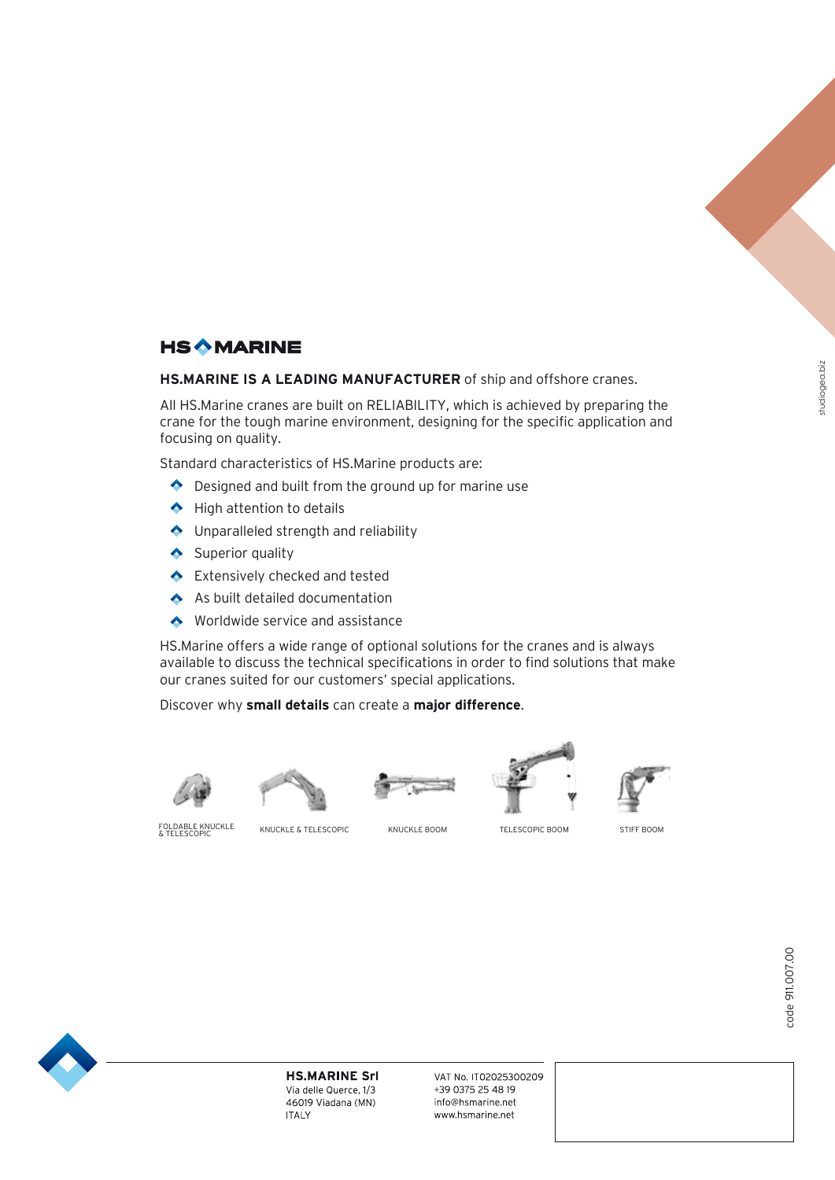# HS MARINE

**HS.MARINE IS A LEADING MANUFACTURER** of ship and offshore cranes.

All HS.Marine cranes are built on RELIABILITY, which is achieved by preparing the crane for the tough marine environment, designing for the specific application and focusing on quality.

Standard characteristics of HS.Marine products are:

- Designed and built from the ground up for marine use
- High attention to details
- Unparalleled strength and reliability
- Superior quality
- Extensively checked and tested
- As built detailed documentation
- Worldwide service and assistance

HS.Marine offers a wide range of optional solutions for the cranes and is always available to discuss the technical specifications in order to find solutions that make our cranes suited for our customers' special applications.

Discover why **small details** can create a **major difference**.

FOLDABLE KNUCKLE & TELESCOPIC

KNUCKLE & TELESCOPIC

KNUCKLE BOOM

TELESCOPIC BOOM

STIFF BOOM

studiogea.biz

code 911.007.00

**HS.MARINE Srl**
Via delle Querce, 1/3
46019 Viadana (MN)
ITALY

VAT No. IT02025300209
+39 0375 25 48 19
info@hsmarine.net
www.hsmarine.net